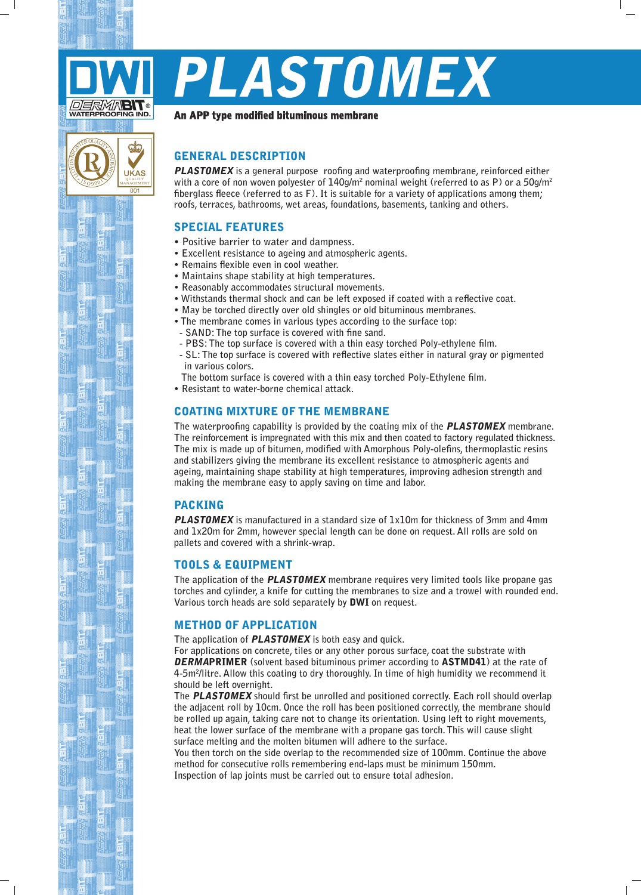DWI

DERMABIT®
WATERPROOFING IND.

# PLASTOMEX

**An APP type modified bituminous membrane**

## GENERAL DESCRIPTION

***PLASTOMEX*** is a general purpose roofing and waterproofing membrane, reinforced either with a core of non woven polyester of 140g/m$^2$ nominal weight (referred to as P) or a 50g/m$^2$ fiberglass fleece (referred to as F). It is suitable for a variety of applications among them; roofs, terraces, bathrooms, wet areas, foundations, basements, tanking and others.

## SPECIAL FEATURES

- Positive barrier to water and dampness.
- Excellent resistance to ageing and atmospheric agents.
- Remains flexible even in cool weather.
- Maintains shape stability at high temperatures.
- Reasonably accommodates structural movements.
- Withstands thermal shock and can be left exposed if coated with a reflective coat.
- May be torched directly over old shingles or old bituminous membranes.
- The membrane comes in various types according to the surface top:
  - SAND: The top surface is covered with fine sand.
  - PBS: The top surface is covered with a thin easy torched Poly-ethylene film.
  - SL: The top surface is covered with reflective slates either in natural gray or pigmented in various colors.

  The bottom surface is covered with a thin easy torched Poly-Ethylene film.
- Resistant to water-borne chemical attack.

## COATING MIXTURE OF THE MEMBRANE

The waterproofing capability is provided by the coating mix of the ***PLASTOMEX*** membrane. The reinforcement is impregnated with this mix and then coated to factory regulated thickness. The mix is made up of bitumen, modified with Amorphous Poly-olefins, thermoplastic resins and stabilizers giving the membrane its excellent resistance to atmospheric agents and ageing, maintaining shape stability at high temperatures, improving adhesion strength and making the membrane easy to apply saving on time and labor.

## PACKING

***PLASTOMEX*** is manufactured in a standard size of 1x10m for thickness of 3mm and 4mm and 1x20m for 2mm, however special length can be done on request. All rolls are sold on pallets and covered with a shrink-wrap.

## TOOLS & EQUIPMENT

The application of the ***PLASTOMEX*** membrane requires very limited tools like propane gas torches and cylinder, a knife for cutting the membranes to size and a trowel with rounded end. Various torch heads are sold separately by **DWI** on request.

## METHOD OF APPLICATION

The application of ***PLASTOMEX*** is both easy and quick.
For applications on concrete, tiles or any other porous surface, coat the substrate with ***DERMA*PRIMER** (solvent based bituminous primer according to **ASTMD41**) at the rate of 4-5m$^2$/litre. Allow this coating to dry thoroughly. In time of high humidity we recommend it should be left overnight.
The ***PLASTOMEX*** should first be unrolled and positioned correctly. Each roll should overlap the adjacent roll by 10cm. Once the roll has been positioned correctly, the membrane should be rolled up again, taking care not to change its orientation. Using left to right movements, heat the lower surface of the membrane with a propane gas torch. This will cause slight surface melting and the molten bitumen will adhere to the surface.
You then torch on the side overlap to the recommended size of 100mm. Continue the above method for consecutive rolls remembering end-laps must be minimum 150mm.
Inspection of lap joints must be carried out to ensure total adhesion.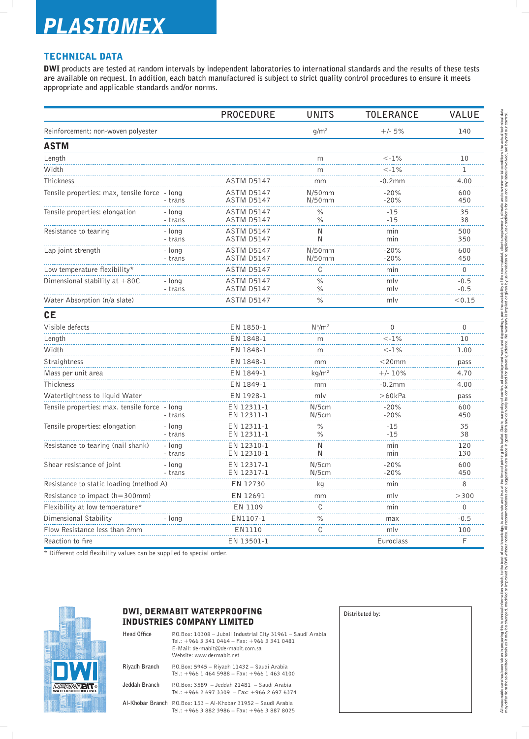# PLASTOMEX

## TECHNICAL DATA

**DWI** products are tested at random intervals by independent laboratories to international standards and the results of these tests are available on request. In addition, each batch manufactured is subject to strict quality control procedures to ensure it meets appropriate and applicable standards and/or norms.

| | | PROCEDURE | UNITS | TOLERANCE | VALUE |
|---|---|---|---|---|---|
| Reinforcement: non-woven polyester | | | g/m² | +/- 5% | 140 |
| **ASTM** | | | | | |
| Length | | | m | <-1% | 10 |
| Width | | | m | <-1% | 1 |
| Thickness | | ASTM D5147 | mm | -0.2mm | 4.00 |
| Tensile properties: max, tensile force | - long | ASTM D5147 | N/50mm | -20% | 600 |
| | - trans | ASTM D5147 | N/50mm | -20% | 450 |
| Tensile properties: elongation | - long | ASTM D5147 | % | -15 | 35 |
| | - trans | ASTM D5147 | % | -15 | 38 |
| Resistance to tearing | - long | ASTM D5147 | N | min | 500 |
| | - trans | ASTM D5147 | N | min | 350 |
| Lap joint strength | - long | ASTM D5147 | N/50mm | -20% | 600 |
| | - trans | ASTM D5147 | N/50mm | -20% | 450 |
| Low temperature flexibility* | | ASTM D5147 | C | min | 0 |
| Dimensional stability at +80C | - long | ASTM D5147 | % | mlv | -0.5 |
| | - trans | ASTM D5147 | % | mlv | -0.5 |
| Water Absorption (n/a slate) | | ASTM D5147 | % | mlv | <0.15 |
| **CE** | | | | | |
| Visible defects | | EN 1850-1 | N°/m² | 0 | 0 |
| Length | | EN 1848-1 | m | <-1% | 10 |
| Width | | EN 1848-1 | m | <-1% | 1.00 |
| Straightness | | EN 1848-1 | mm | <20mm | pass |
| Mass per unit area | | EN 1849-1 | kg/m² | +/- 10% | 4.70 |
| Thickness | | EN 1849-1 | mm | -0.2mm | 4.00 |
| Watertightness to liquid Water | | EN 1928-1 | mlv | >60kPa | pass |
| Tensile properties: max. tensile force | - long | EN 12311-1 | N/5cm | -20% | 600 |
| | - trans | EN 12311-1 | N/5cm | -20% | 450 |
| Tensile properties: elongation | - long | EN 12311-1 | % | -15 | 35 |
| | - trans | EN 12311-1 | % | -15 | 38 |
| Resistance to tearing (nail shank) | - long | EN 12310-1 | N | min | 120 |
| | - trans | EN 12310-1 | N | min | 130 |
| Shear resistance of joint | - long | EN 12317-1 | N/5cm | -20% | 600 |
| | - trans | EN 12317-1 | N/5cm | -20% | 450 |
| Resistance to static loading (method A) | | EN 12730 | kg | min | 8 |
| Resistance to impact (h=300mm) | | EN 12691 | mm | mlv | >300 |
| Flexibility at low temperature* | | EN 1109 | C | min | 0 |
| Dimensional Stability | - long | EN1107-1 | % | max | -0.5 |
| Flow Resistance less than 2mm | | EN1110 | C | mlv | 100 |
| Reaction to fire | | EN 13501-1 | | Euroclass | F |

* Different cold flexibility values can be supplied to special order.

### DWI, DERMABIT WATERPROOFING INDUSTRIES COMPANY LIMITED

**Head Office**
P.O.Box: 10308 – Jubail Industrial City 31961 – Saudi Arabia
Tel.: +966 3 341 0464 – Fax: +966 3 341 0481
E-Mail: dermabit@dermabit.com.sa
Website: www.dermabit.net

**Riyadh Branch**
P.O.Box: 5945 – Riyadh 11432 – Saudi Arabia
Tel.: +966 1 464 5988 – Fax: +966 1 463 4100

**Jeddah Branch**
P.O.Box: 3589 – Jeddah 21481 – Saudi Arabia
Tel.: +966 2 697 3309 – Fax: +966 2 697 6374

**Al-Khobar Branch**
P.O.Box: 153 – Al-Khobar 31952 – Saudi Arabia
Tel.: +966 3 882 3986 – Fax: +966 3 887 8025

Distributed by:

All reasonable care has been taken in preparing this technical information which, to the best of our knowledge, is accurate and true at the time of printing this leaflet. Due to our policy of continued development work and depending upon the availability of the raw material, clients requirement, climatic and environmental conditions the actual technical data may differ from those described herein as it may be changed, modified or improved by DWI without notice. All recommendations and suggestions are made in good faith and can only be considered for general guidance. No warranty is implied or given by us in relation to application, as conditions for use and any labour involved, are beyond our control.